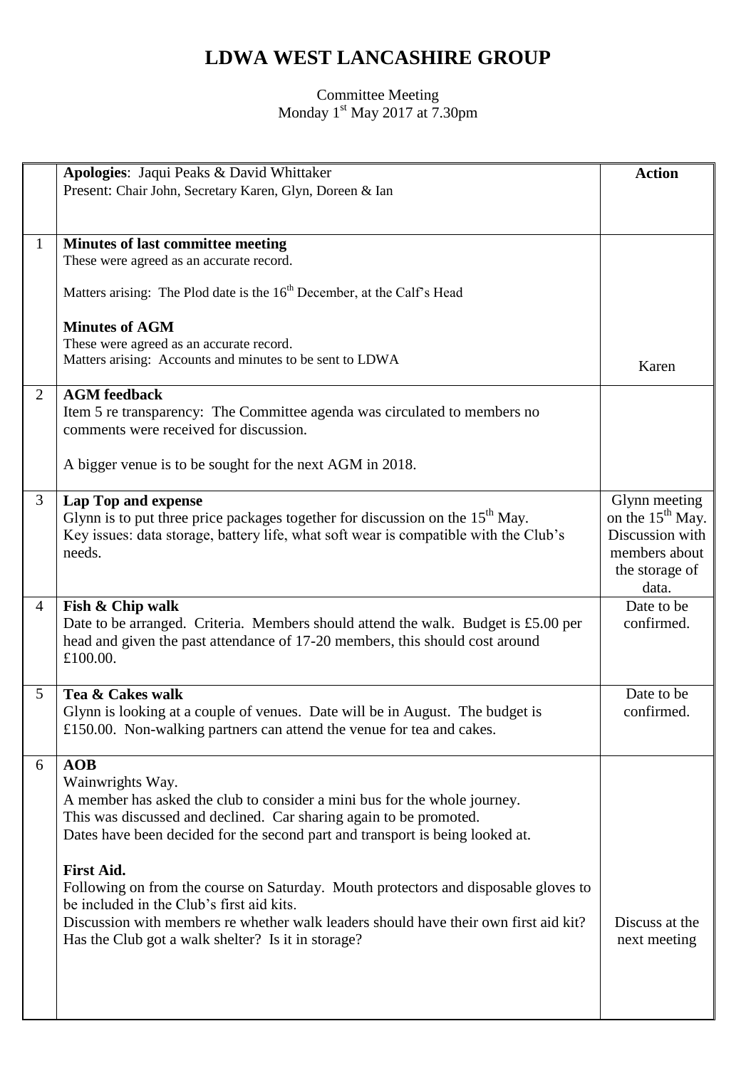# LDWA WEST LANCASHIRE GROUP

Committee Meeting
Monday 1st May 2017 at 7.30pm

| | | Action |
|---|---|---|
| | **Apologies**: Jaqui Peaks & David Whittaker<br>Present: Chair John, Secretary Karen, Glyn, Doreen & Ian | |
| 1 | **Minutes of last committee meeting**<br>These were agreed as an accurate record.<br>Matters arising: The Plod date is the 16th December, at the Calf's Head<br>**Minutes of AGM**<br>These were agreed as an accurate record.<br>Matters arising: Accounts and minutes to be sent to LDWA | Karen |
| 2 | **AGM feedback**<br>Item 5 re transparency: The Committee agenda was circulated to members no comments were received for discussion.<br>A bigger venue is to be sought for the next AGM in 2018. | |
| 3 | **Lap Top and expense**<br>Glynn is to put three price packages together for discussion on the 15th May.<br>Key issues: data storage, battery life, what soft wear is compatible with the Club's needs. | Glynn meeting on the 15th May. Discussion with members about the storage of data. |
| 4 | **Fish & Chip walk**<br>Date to be arranged. Criteria. Members should attend the walk. Budget is £5.00 per head and given the past attendance of 17-20 members, this should cost around £100.00. | Date to be confirmed. |
| 5 | **Tea & Cakes walk**<br>Glynn is looking at a couple of venues. Date will be in August. The budget is £150.00. Non-walking partners can attend the venue for tea and cakes. | Date to be confirmed. |
| 6 | **AOB**<br>Wainwrights Way.<br>A member has asked the club to consider a mini bus for the whole journey.<br>This was discussed and declined. Car sharing again to be promoted.<br>Dates have been decided for the second part and transport is being looked at.<br>**First Aid.**<br>Following on from the course on Saturday. Mouth protectors and disposable gloves to be included in the Club's first aid kits.<br>Discussion with members re whether walk leaders should have their own first aid kit?<br>Has the Club got a walk shelter? Is it in storage? | Discuss at the next meeting |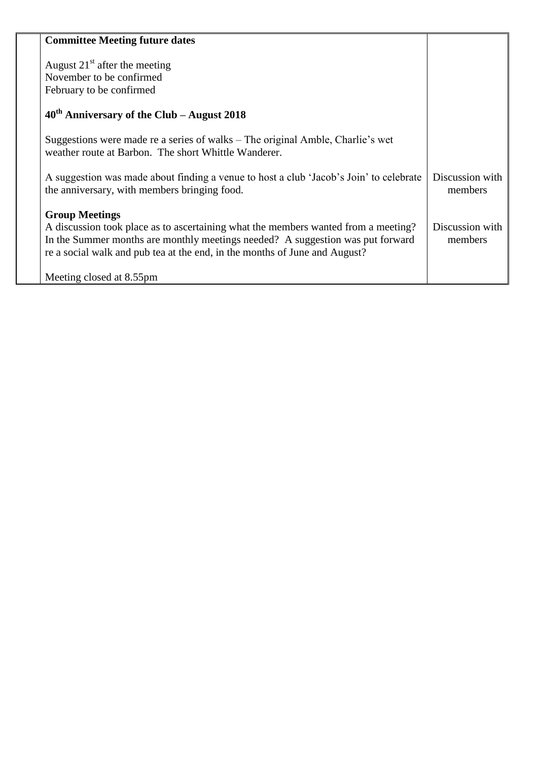| | | |
|---|---|---|
| | **Committee Meeting future dates**<br><br>August 21st after the meeting<br>November to be confirmed<br>February to be confirmed | |
| | **40th Anniversary of the Club – August 2018**<br><br>Suggestions were made re a series of walks – The original Amble, Charlie's wet weather route at Barbon. The short Whittle Wanderer. | |
| | A suggestion was made about finding a venue to host a club 'Jacob's Join' to celebrate the anniversary, with members bringing food. | Discussion with members |
| | **Group Meetings**<br>A discussion took place as to ascertaining what the members wanted from a meeting? In the Summer months are monthly meetings needed? A suggestion was put forward re a social walk and pub tea at the end, in the months of June and August? | Discussion with members |
| | Meeting closed at 8.55pm | |